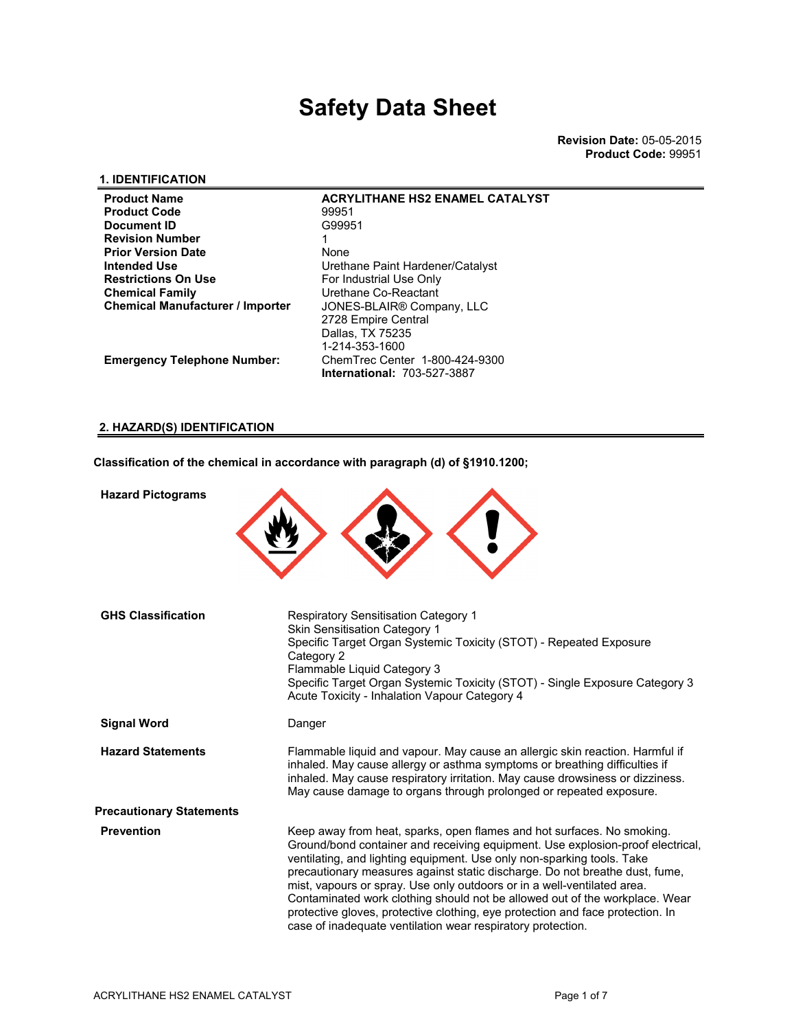# Safety Data Sheet

**Revision Date:** 05-05-2015
**Product Code:** 99951

## 1. IDENTIFICATION

| | |
|---|---|
| **Product Name** | **ACRYLITHANE HS2 ENAMEL CATALYST** |
| **Product Code** | 99951 |
| **Document ID** | G99951 |
| **Revision Number** | 1 |
| **Prior Version Date** | None |
| **Intended Use** | Urethane Paint Hardener/Catalyst |
| **Restrictions On Use** | For Industrial Use Only |
| **Chemical Family** | Urethane Co-Reactant |
| **Chemical Manufacturer / Importer** | JONES-BLAIR® Company, LLC<br>2728 Empire Central<br>Dallas, TX 75235<br>1-214-353-1600 |
| **Emergency Telephone Number:** | ChemTrec Center 1-800-424-9300<br>**International:** 703-527-3887 |

## 2. HAZARD(S) IDENTIFICATION

**Classification of the chemical in accordance with paragraph (d) of §1910.1200;**

**Hazard Pictograms**

**GHS Classification**

Respiratory Sensitisation Category 1
Skin Sensitisation Category 1
Specific Target Organ Systemic Toxicity (STOT) - Repeated Exposure Category 2
Flammable Liquid Category 3
Specific Target Organ Systemic Toxicity (STOT) - Single Exposure Category 3
Acute Toxicity - Inhalation Vapour Category 4

**Signal Word**

Danger

**Hazard Statements**

Flammable liquid and vapour. May cause an allergic skin reaction. Harmful if inhaled. May cause allergy or asthma symptoms or breathing difficulties if inhaled. May cause respiratory irritation. May cause drowsiness or dizziness. May cause damage to organs through prolonged or repeated exposure.

**Precautionary Statements**

**Prevention**

Keep away from heat, sparks, open flames and hot surfaces. No smoking. Ground/bond container and receiving equipment. Use explosion-proof electrical, ventilating, and lighting equipment. Use only non-sparking tools. Take precautionary measures against static discharge. Do not breathe dust, fume, mist, vapours or spray. Use only outdoors or in a well-ventilated area. Contaminated work clothing should not be allowed out of the workplace. Wear protective gloves, protective clothing, eye protection and face protection. In case of inadequate ventilation wear respiratory protection.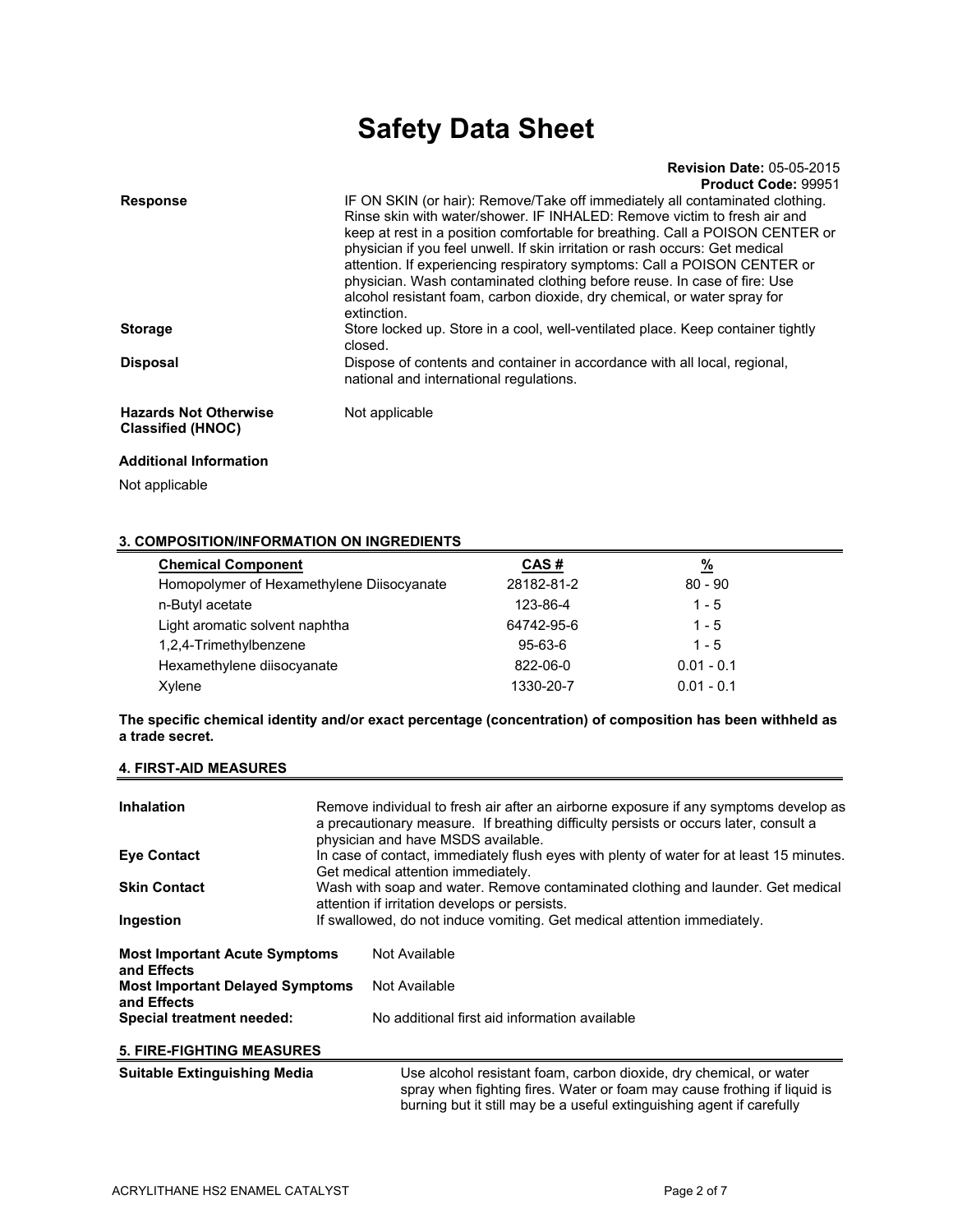# Safety Data Sheet

**Revision Date:** 05-05-2015
**Product Code:** 99951

**Response** IF ON SKIN (or hair): Remove/Take off immediately all contaminated clothing. Rinse skin with water/shower. IF INHALED: Remove victim to fresh air and keep at rest in a position comfortable for breathing. Call a POISON CENTER or physician if you feel unwell. If skin irritation or rash occurs: Get medical attention. If experiencing respiratory symptoms: Call a POISON CENTER or physician. Wash contaminated clothing before reuse. In case of fire: Use alcohol resistant foam, carbon dioxide, dry chemical, or water spray for extinction.

**Storage** Store locked up. Store in a cool, well-ventilated place. Keep container tightly closed.

**Disposal** Dispose of contents and container in accordance with all local, regional, national and international regulations.

**Hazards Not Otherwise Classified (HNOC)** Not applicable

**Additional Information**

Not applicable

## 3. COMPOSITION/INFORMATION ON INGREDIENTS

| Chemical Component | CAS # | % |
|---|---|---|
| Homopolymer of Hexamethylene Diisocyanate | 28182-81-2 | 80 - 90 |
| n-Butyl acetate | 123-86-4 | 1 - 5 |
| Light aromatic solvent naphtha | 64742-95-6 | 1 - 5 |
| 1,2,4-Trimethylbenzene | 95-63-6 | 1 - 5 |
| Hexamethylene diisocyanate | 822-06-0 | 0.01 - 0.1 |
| Xylene | 1330-20-7 | 0.01 - 0.1 |

**The specific chemical identity and/or exact percentage (concentration) of composition has been withheld as a trade secret.**

## 4. FIRST-AID MEASURES

**Inhalation** Remove individual to fresh air after an airborne exposure if any symptoms develop as a precautionary measure. If breathing difficulty persists or occurs later, consult a physician and have MSDS available.

**Eye Contact** In case of contact, immediately flush eyes with plenty of water for at least 15 minutes. Get medical attention immediately.

**Skin Contact** Wash with soap and water. Remove contaminated clothing and launder. Get medical attention if irritation develops or persists.

**Ingestion** If swallowed, do not induce vomiting. Get medical attention immediately.

**Most Important Acute Symptoms and Effects** Not Available

**Most Important Delayed Symptoms and Effects** Not Available

**Special treatment needed:** No additional first aid information available

## 5. FIRE-FIGHTING MEASURES

**Suitable Extinguishing Media** Use alcohol resistant foam, carbon dioxide, dry chemical, or water spray when fighting fires. Water or foam may cause frothing if liquid is burning but it still may be a useful extinguishing agent if carefully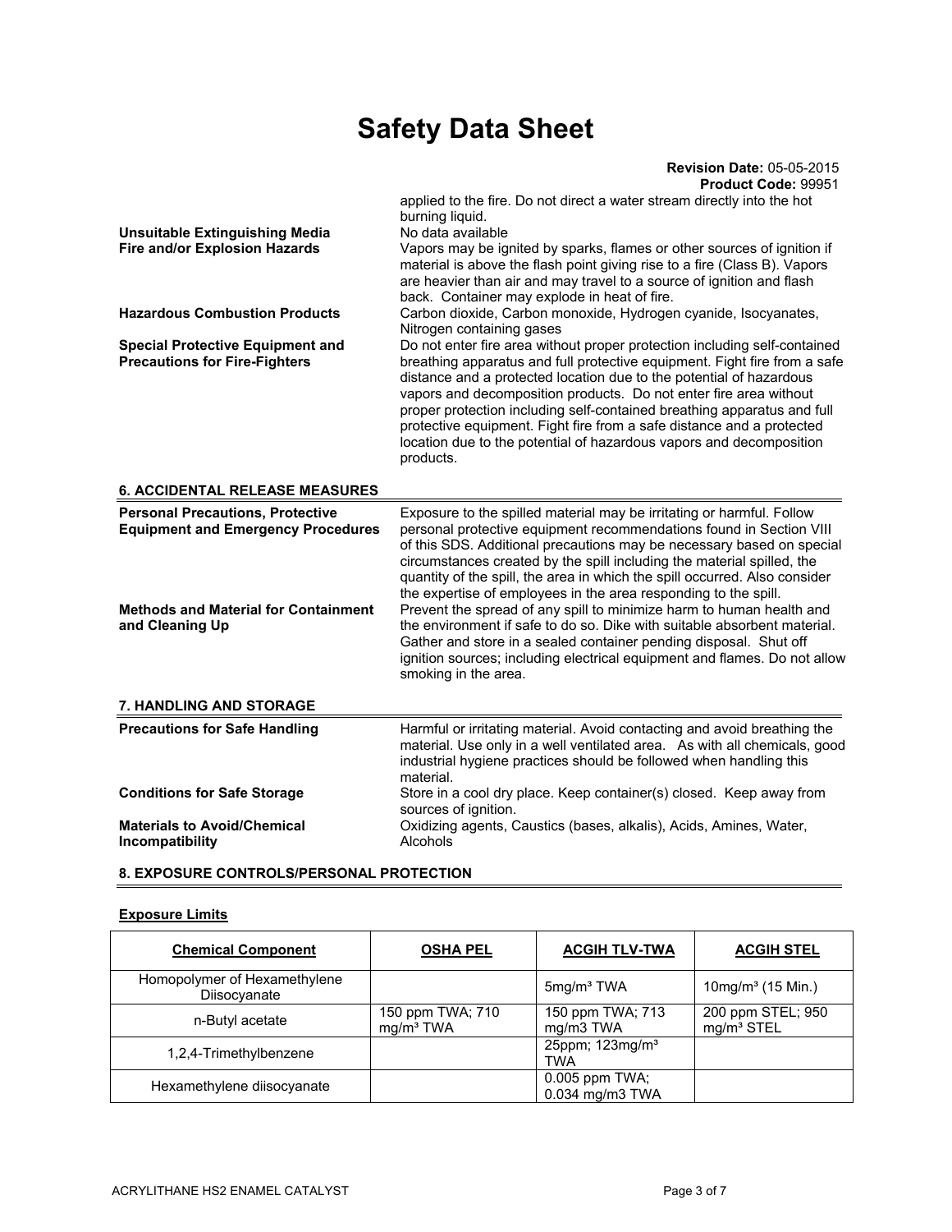applied to the fire. Do not direct a water stream directly into the hot burning liquid.

**Unsuitable Extinguishing Media**
No data available

**Fire and/or Explosion Hazards**
Vapors may be ignited by sparks, flames or other sources of ignition if material is above the flash point giving rise to a fire (Class B). Vapors are heavier than air and may travel to a source of ignition and flash back. Container may explode in heat of fire.

**Hazardous Combustion Products**
Carbon dioxide, Carbon monoxide, Hydrogen cyanide, Isocyanates, Nitrogen containing gases

**Special Protective Equipment and Precautions for Fire-Fighters**
Do not enter fire area without proper protection including self-contained breathing apparatus and full protective equipment. Fight fire from a safe distance and a protected location due to the potential of hazardous vapors and decomposition products. Do not enter fire area without proper protection including self-contained breathing apparatus and full protective equipment. Fight fire from a safe distance and a protected location due to the potential of hazardous vapors and decomposition products.

## 6. ACCIDENTAL RELEASE MEASURES

**Personal Precautions, Protective Equipment and Emergency Procedures**
Exposure to the spilled material may be irritating or harmful. Follow personal protective equipment recommendations found in Section VIII of this SDS. Additional precautions may be necessary based on special circumstances created by the spill including the material spilled, the quantity of the spill, the area in which the spill occurred. Also consider the expertise of employees in the area responding to the spill.

**Methods and Material for Containment and Cleaning Up**
Prevent the spread of any spill to minimize harm to human health and the environment if safe to do so. Dike with suitable absorbent material. Gather and store in a sealed container pending disposal. Shut off ignition sources; including electrical equipment and flames. Do not allow smoking in the area.

## 7. HANDLING AND STORAGE

**Precautions for Safe Handling**
Harmful or irritating material. Avoid contacting and avoid breathing the material. Use only in a well ventilated area. As with all chemicals, good industrial hygiene practices should be followed when handling this material.

**Conditions for Safe Storage**
Store in a cool dry place. Keep container(s) closed. Keep away from sources of ignition.

**Materials to Avoid/Chemical Incompatibility**
Oxidizing agents, Caustics (bases, alkalis), Acids, Amines, Water, Alcohols

## 8. EXPOSURE CONTROLS/PERSONAL PROTECTION

### Exposure Limits

| Chemical Component | OSHA PEL | ACGIH TLV-TWA | ACGIH STEL |
|---|---|---|---|
| Homopolymer of Hexamethylene Diisocyanate | | 5mg/m³ TWA | 10mg/m³ (15 Min.) |
| n-Butyl acetate | 150 ppm TWA; 710 mg/m³ TWA | 150 ppm TWA; 713 mg/m3 TWA | 200 ppm STEL; 950 mg/m³ STEL |
| 1,2,4-Trimethylbenzene | | 25ppm; 123mg/m³ TWA | |
| Hexamethylene diisocyanate | | 0.005 ppm TWA; 0.034 mg/m3 TWA | |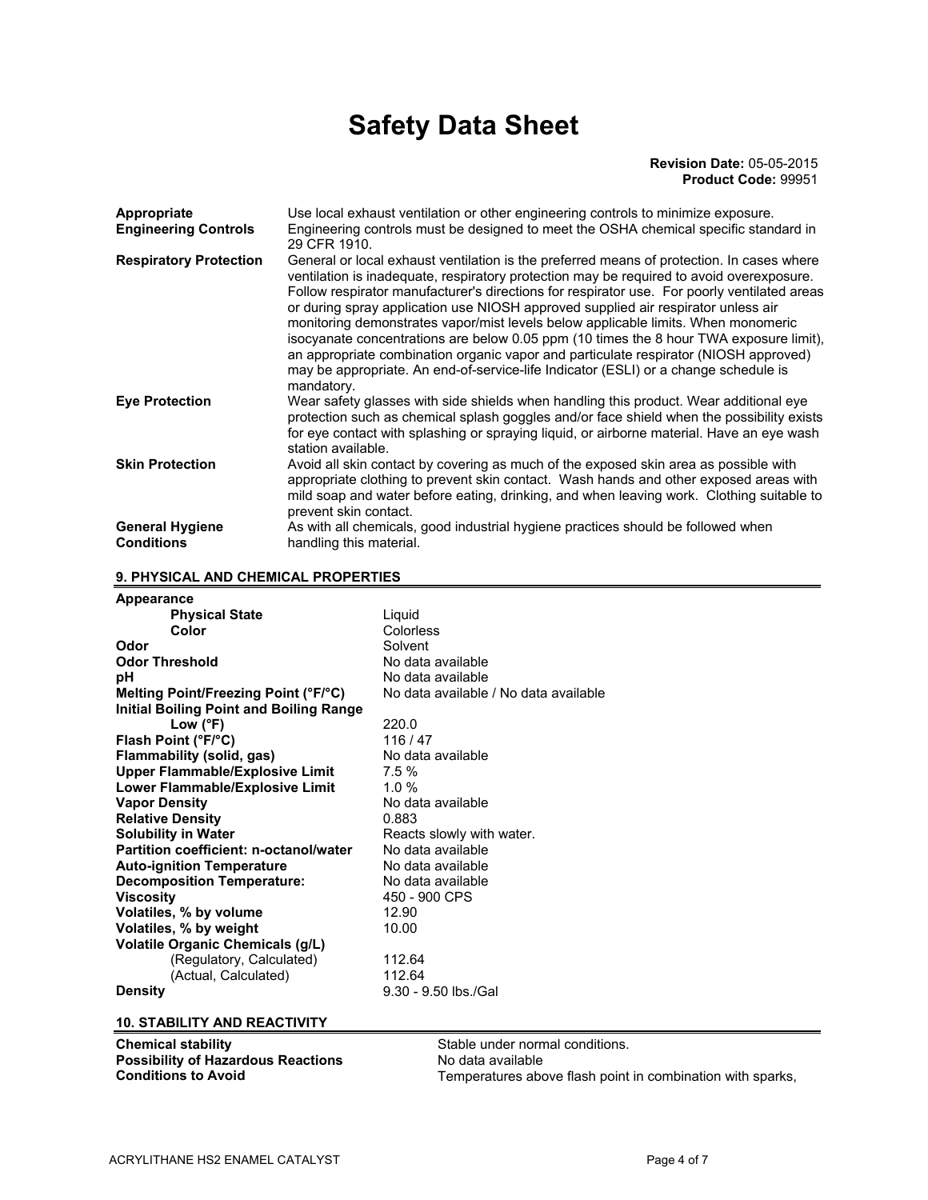# Safety Data Sheet

**Revision Date:** 05-05-2015
**Product Code:** 99951

| | |
|---|---|
| **Appropriate Engineering Controls** | Use local exhaust ventilation or other engineering controls to minimize exposure. Engineering controls must be designed to meet the OSHA chemical specific standard in 29 CFR 1910. |
| **Respiratory Protection** | General or local exhaust ventilation is the preferred means of protection. In cases where ventilation is inadequate, respiratory protection may be required to avoid overexposure. Follow respirator manufacturer's directions for respirator use. For poorly ventilated areas or during spray application use NIOSH approved supplied air respirator unless air monitoring demonstrates vapor/mist levels below applicable limits. When monomeric isocyanate concentrations are below 0.05 ppm (10 times the 8 hour TWA exposure limit), an appropriate combination organic vapor and particulate respirator (NIOSH approved) may be appropriate. An end-of-service-life Indicator (ESLI) or a change schedule is mandatory. |
| **Eye Protection** | Wear safety glasses with side shields when handling this product. Wear additional eye protection such as chemical splash goggles and/or face shield when the possibility exists for eye contact with splashing or spraying liquid, or airborne material. Have an eye wash station available. |
| **Skin Protection** | Avoid all skin contact by covering as much of the exposed skin area as possible with appropriate clothing to prevent skin contact. Wash hands and other exposed areas with mild soap and water before eating, drinking, and when leaving work. Clothing suitable to prevent skin contact. |
| **General Hygiene Conditions** | As with all chemicals, good industrial hygiene practices should be followed when handling this material. |

## 9. PHYSICAL AND CHEMICAL PROPERTIES

| | |
|---|---|
| **Appearance** | |
| **Physical State** | Liquid |
| **Color** | Colorless |
| **Odor** | Solvent |
| **Odor Threshold** | No data available |
| **pH** | No data available |
| **Melting Point/Freezing Point (°F/°C)** | No data available / No data available |
| **Initial Boiling Point and Boiling Range** | |
| **Low (°F)** | 220.0 |
| **Flash Point (°F/°C)** | 116 / 47 |
| **Flammability (solid, gas)** | No data available |
| **Upper Flammable/Explosive Limit** | 7.5 % |
| **Lower Flammable/Explosive Limit** | 1.0 % |
| **Vapor Density** | No data available |
| **Relative Density** | 0.883 |
| **Solubility in Water** | Reacts slowly with water. |
| **Partition coefficient: n-octanol/water** | No data available |
| **Auto-ignition Temperature** | No data available |
| **Decomposition Temperature:** | No data available |
| **Viscosity** | 450 - 900 CPS |
| **Volatiles, % by volume** | 12.90 |
| **Volatiles, % by weight** | 10.00 |
| **Volatile Organic Chemicals (g/L)** | |
| (Regulatory, Calculated) | 112.64 |
| (Actual, Calculated) | 112.64 |
| **Density** | 9.30 - 9.50 lbs./Gal |

## 10. STABILITY AND REACTIVITY

| | |
|---|---|
| **Chemical stability** | Stable under normal conditions. |
| **Possibility of Hazardous Reactions** | No data available |
| **Conditions to Avoid** | Temperatures above flash point in combination with sparks, |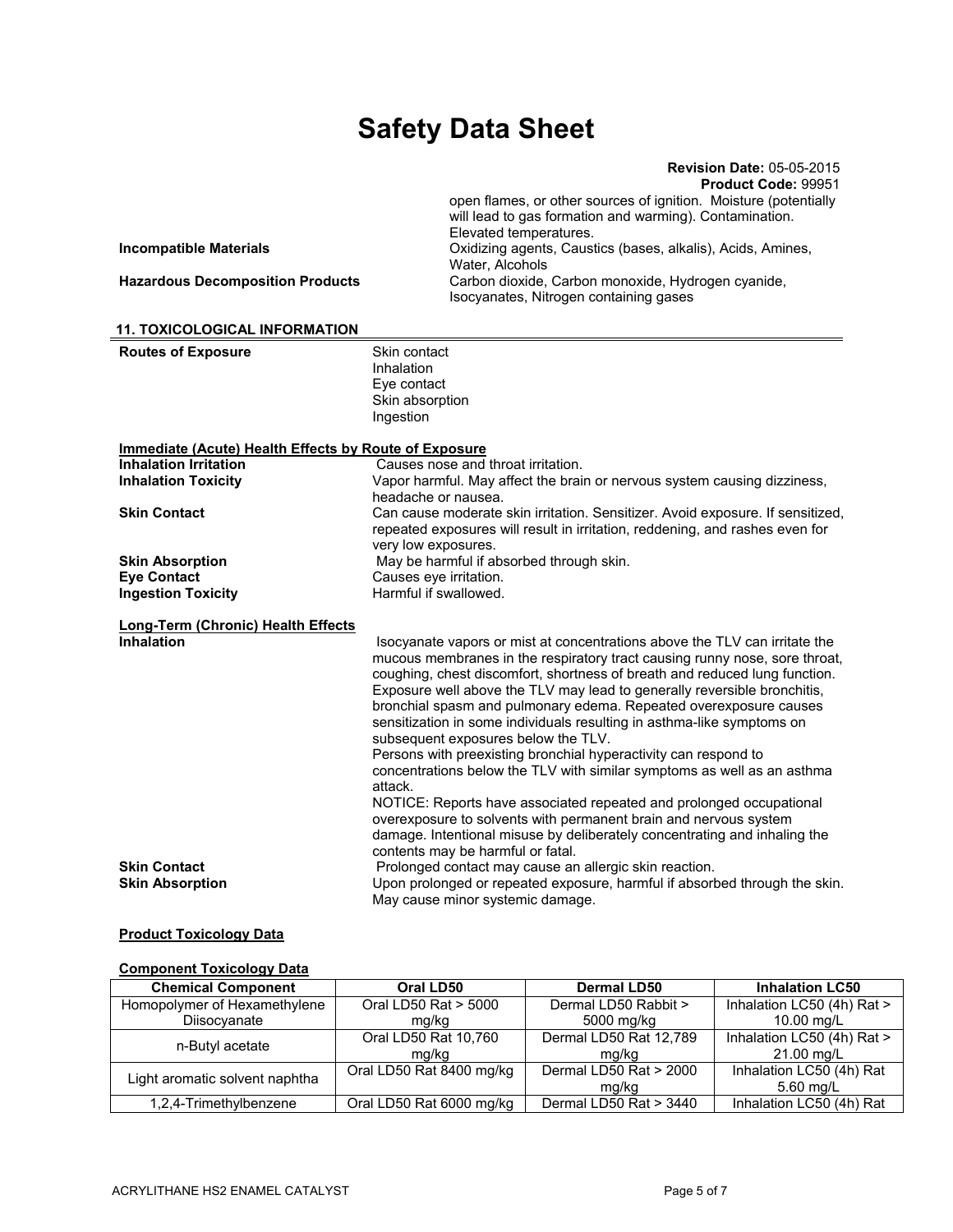# Safety Data Sheet

**Revision Date:** 05-05-2015
**Product Code:** 99951

open flames, or other sources of ignition. Moisture (potentially will lead to gas formation and warming). Contamination. Elevated temperatures.

**Incompatible Materials** Oxidizing agents, Caustics (bases, alkalis), Acids, Amines, Water, Alcohols

**Hazardous Decomposition Products** Carbon dioxide, Carbon monoxide, Hydrogen cyanide, Isocyanates, Nitrogen containing gases

## 11. TOXICOLOGICAL INFORMATION

**Routes of Exposure**
Skin contact
Inhalation
Eye contact
Skin absorption
Ingestion

**Immediate (Acute) Health Effects by Route of Exposure**

**Inhalation Irritation** Causes nose and throat irritation.

**Inhalation Toxicity** Vapor harmful. May affect the brain or nervous system causing dizziness, headache or nausea.

**Skin Contact** Can cause moderate skin irritation. Sensitizer. Avoid exposure. If sensitized, repeated exposures will result in irritation, reddening, and rashes even for very low exposures.

**Skin Absorption** May be harmful if absorbed through skin.

**Eye Contact** Causes eye irritation.

**Ingestion Toxicity** Harmful if swallowed.

**Long-Term (Chronic) Health Effects**

**Inhalation** Isocyanate vapors or mist at concentrations above the TLV can irritate the mucous membranes in the respiratory tract causing runny nose, sore throat, coughing, chest discomfort, shortness of breath and reduced lung function. Exposure well above the TLV may lead to generally reversible bronchitis, bronchial spasm and pulmonary edema. Repeated overexposure causes sensitization in some individuals resulting in asthma-like symptoms on subsequent exposures below the TLV.
Persons with preexisting bronchial hyperactivity can respond to concentrations below the TLV with similar symptoms as well as an asthma attack.
NOTICE: Reports have associated repeated and prolonged occupational overexposure to solvents with permanent brain and nervous system damage. Intentional misuse by deliberately concentrating and inhaling the contents may be harmful or fatal.

**Skin Contact** Prolonged contact may cause an allergic skin reaction.

**Skin Absorption** Upon prolonged or repeated exposure, harmful if absorbed through the skin. May cause minor systemic damage.

**Product Toxicology Data**

**Component Toxicology Data**

| Chemical Component | Oral LD50 | Dermal LD50 | Inhalation LC50 |
|---|---|---|---|
| Homopolymer of Hexamethylene Diisocyanate | Oral LD50 Rat > 5000 mg/kg | Dermal LD50 Rabbit > 5000 mg/kg | Inhalation LC50 (4h) Rat > 10.00 mg/L |
| n-Butyl acetate | Oral LD50 Rat 10,760 mg/kg | Dermal LD50 Rat 12,789 mg/kg | Inhalation LC50 (4h) Rat > 21.00 mg/L |
| Light aromatic solvent naphtha | Oral LD50 Rat 8400 mg/kg | Dermal LD50 Rat > 2000 mg/kg | Inhalation LC50 (4h) Rat 5.60 mg/L |
| 1,2,4-Trimethylbenzene | Oral LD50 Rat 6000 mg/kg | Dermal LD50 Rat > 3440 | Inhalation LC50 (4h) Rat |

ACRYLITHANE HS2 ENAMEL CATALYST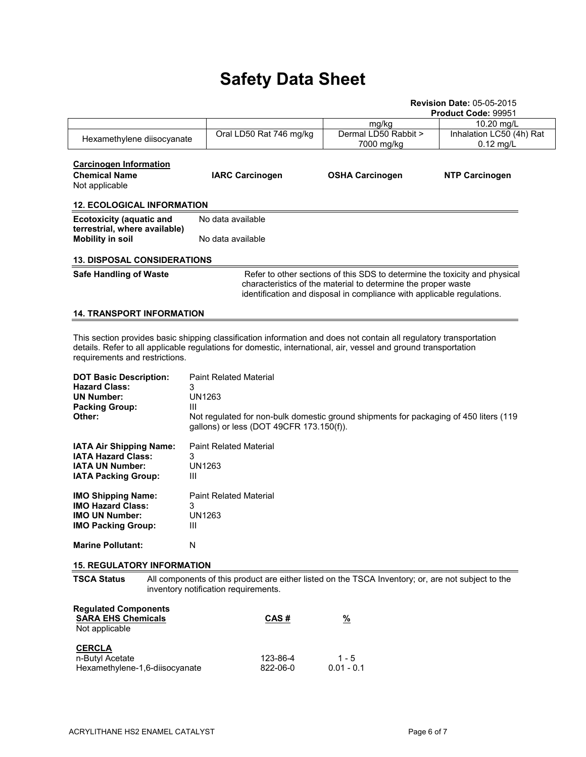# Safety Data Sheet

**Revision Date:** 05-05-2015
**Product Code:** 99951

| | | | |
|---|---|---|---|
| | | mg/kg | 10.20 mg/L |
| Hexamethylene diisocyanate | Oral LD50 Rat 746 mg/kg | Dermal LD50 Rabbit > 7000 mg/kg | Inhalation LC50 (4h) Rat 0.12 mg/L |

**Carcinogen Information**

| Chemical Name | IARC Carcinogen | OSHA Carcinogen | NTP Carcinogen |
|---|---|---|---|
| Not applicable | | | |

## 12. ECOLOGICAL INFORMATION

**Ecotoxicity (aquatic and terrestrial, where available)** No data available

**Mobility in soil** No data available

## 13. DISPOSAL CONSIDERATIONS

**Safe Handling of Waste** Refer to other sections of this SDS to determine the toxicity and physical characteristics of the material to determine the proper waste identification and disposal in compliance with applicable regulations.

## 14. TRANSPORT INFORMATION

This section provides basic shipping classification information and does not contain all regulatory transportation details. Refer to all applicable regulations for domestic, international, air, vessel and ground transportation requirements and restrictions.

**DOT Basic Description:** Paint Related Material
**Hazard Class:** 3
**UN Number:** UN1263
**Packing Group:** III
**Other:** Not regulated for non-bulk domestic ground shipments for packaging of 450 liters (119 gallons) or less (DOT 49CFR 173.150(f)).

**IATA Air Shipping Name:** Paint Related Material
**IATA Hazard Class:** 3
**IATA UN Number:** UN1263
**IATA Packing Group:** III

**IMO Shipping Name:** Paint Related Material
**IMO Hazard Class:** 3
**IMO UN Number:** UN1263
**IMO Packing Group:** III

**Marine Pollutant:** N

## 15. REGULATORY INFORMATION

**TSCA Status** All components of this product are either listed on the TSCA Inventory; or, are not subject to the inventory notification requirements.

**Regulated Components**

| SARA EHS Chemicals | CAS # | % |
|---|---|---|
| Not applicable | | |

| CERCLA | CAS # | % |
|---|---|---|
| n-Butyl Acetate | 123-86-4 | 1 - 5 |
| Hexamethylene-1,6-diisocyanate | 822-06-0 | 0.01 - 0.1 |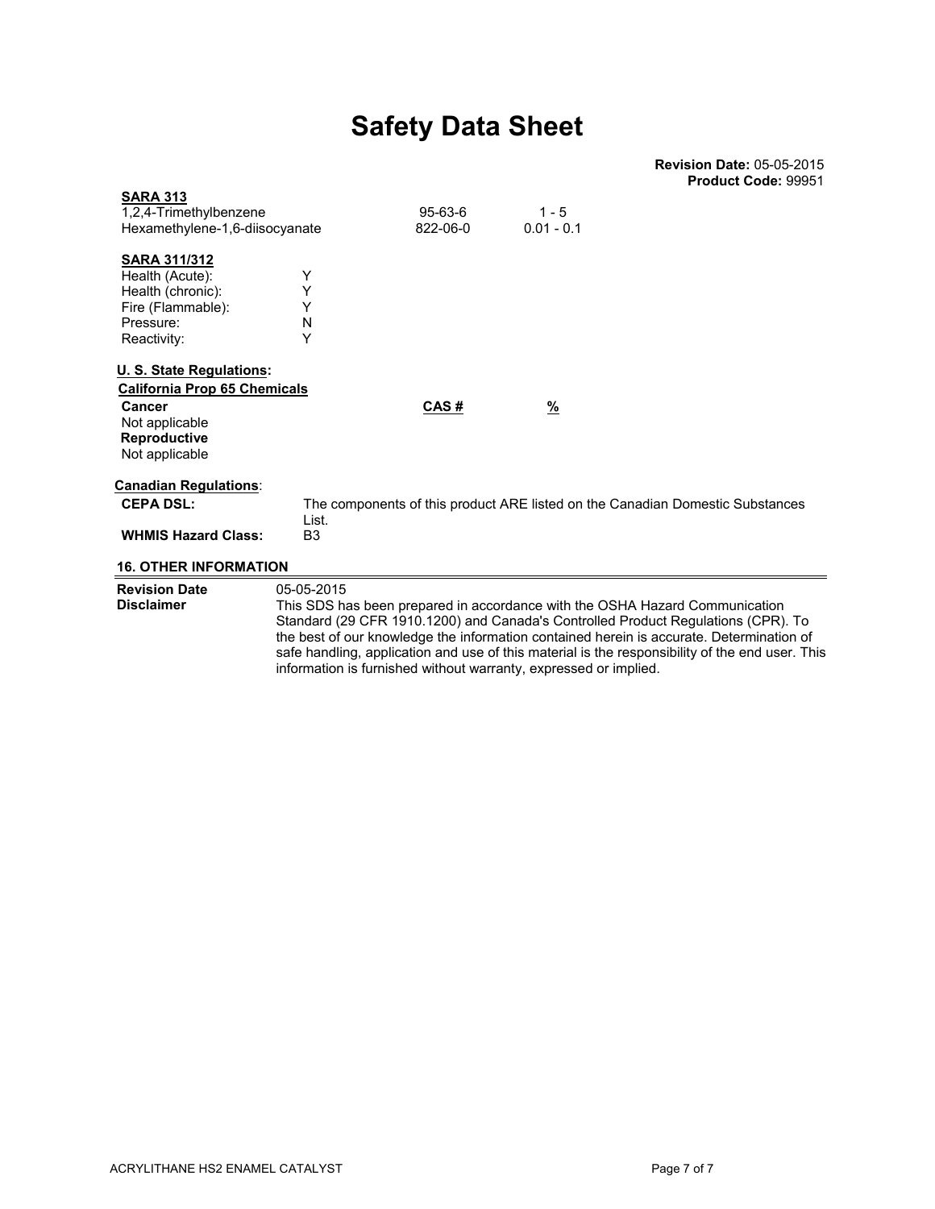# Safety Data Sheet

**Revision Date:** 05-05-2015
**Product Code:** 99951

**SARA 313**

| | | |
|---|---|---|
| 1,2,4-Trimethylbenzene | 95-63-6 | 1 - 5 |
| Hexamethylene-1,6-diisocyanate | 822-06-0 | 0.01 - 0.1 |

**SARA 311/312**

| | |
|---|---|
| Health (Acute): | Y |
| Health (chronic): | Y |
| Fire (Flammable): | Y |
| Pressure: | N |
| Reactivity: | Y |

**U. S. State Regulations:**

**California Prop 65 Chemicals**

| Cancer | CAS # | % |
|---|---|---|
| Not applicable | | |

**Reproductive**
Not applicable

**Canadian Regulations**:

**CEPA DSL:** The components of this product ARE listed on the Canadian Domestic Substances List.

**WHMIS Hazard Class:** B3

## 16. OTHER INFORMATION

**Revision Date** 05-05-2015

**Disclaimer** This SDS has been prepared in accordance with the OSHA Hazard Communication Standard (29 CFR 1910.1200) and Canada's Controlled Product Regulations (CPR). To the best of our knowledge the information contained herein is accurate. Determination of safe handling, application and use of this material is the responsibility of the end user. This information is furnished without warranty, expressed or implied.